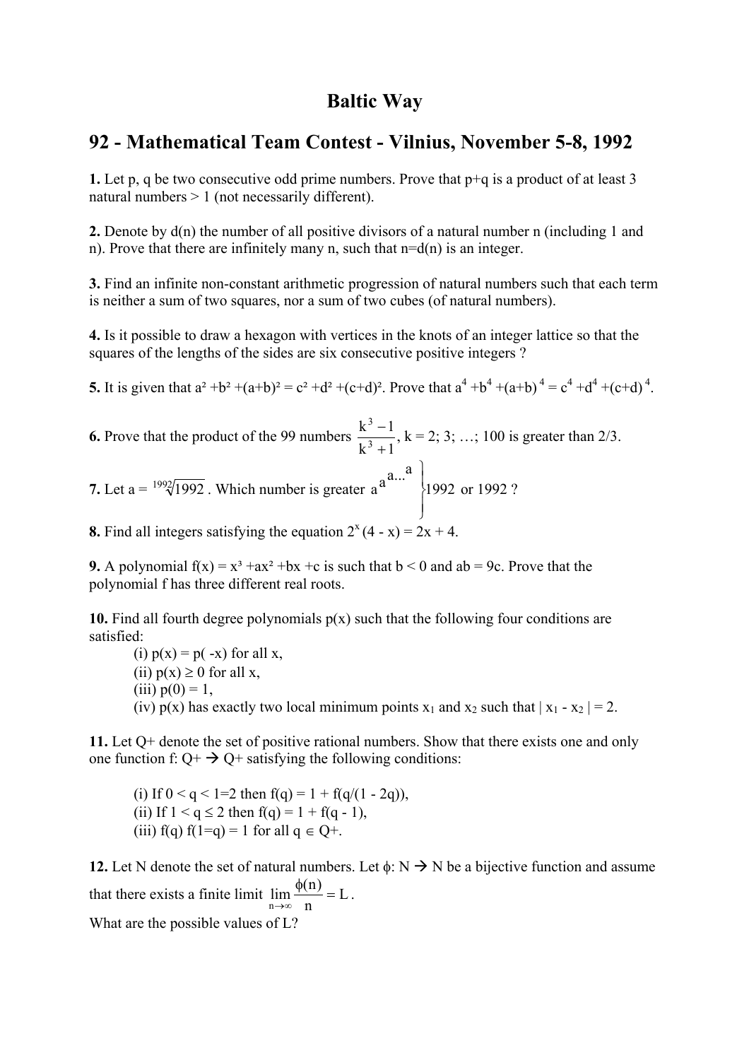# Baltic Way

## 92 - Mathematical Team Contest - Vilnius, November 5-8, 1992

**1.** Let p, q be two consecutive odd prime numbers. Prove that p+q is a product of at least 3 natural numbers > 1 (not necessarily different).

**2.** Denote by d(n) the number of all positive divisors of a natural number n (including 1 and n). Prove that there are infinitely many n, such that n=d(n) is an integer.

**3.** Find an infinite non-constant arithmetic progression of natural numbers such that each term is neither a sum of two squares, nor a sum of two cubes (of natural numbers).

**4.** Is it possible to draw a hexagon with vertices in the knots of an integer lattice so that the squares of the lengths of the sides are six consecutive positive integers ?

**5.** It is given that $a^2 + b^2 + (a+b)^2 = c^2 + d^2 + (c+d)^2$. Prove that $a^4 + b^4 + (a+b)^4 = c^4 + d^4 + (c+d)^4$.

**6.** Prove that the product of the 99 numbers $\frac{k^3 - 1}{k^3 + 1}$, k = 2; 3; …; 100 is greater than 2/3.

**7.** Let a = $\sqrt[1992]{1992}$. Which number is greater $\left.a^{a^{a^{\cdots^{a}}}}\right\}1992$ or 1992 ?

**8.** Find all integers satisfying the equation $2^x(4 - x) = 2x + 4$.

**9.** A polynomial $f(x) = x^3 + ax^2 + bx + c$ is such that $b < 0$ and $ab = 9c$. Prove that the polynomial f has three different real roots.

**10.** Find all fourth degree polynomials p(x) such that the following four conditions are satisfied:

(i) p(x) = p( -x) for all x,
(ii) p(x) ≥ 0 for all x,
(iii) p(0) = 1,
(iv) p(x) has exactly two local minimum points $x_1$ and $x_2$ such that $|x_1 - x_2| = 2$.

**11.** Let Q+ denote the set of positive rational numbers. Show that there exists one and only one function f: Q+ → Q+ satisfying the following conditions:

(i) If 0 < q < 1=2 then f(q) = 1 + f(q/(1 - 2q)),
(ii) If 1 < q ≤ 2 then f(q) = 1 + f(q - 1),
(iii) f(q) f(1=q) = 1 for all q ∈ Q+.

**12.** Let N denote the set of natural numbers. Let ϕ: N → N be a bijective function and assume that there exists a finite limit $\lim_{n\to\infty} \frac{\phi(n)}{n} = L$.
What are the possible values of L?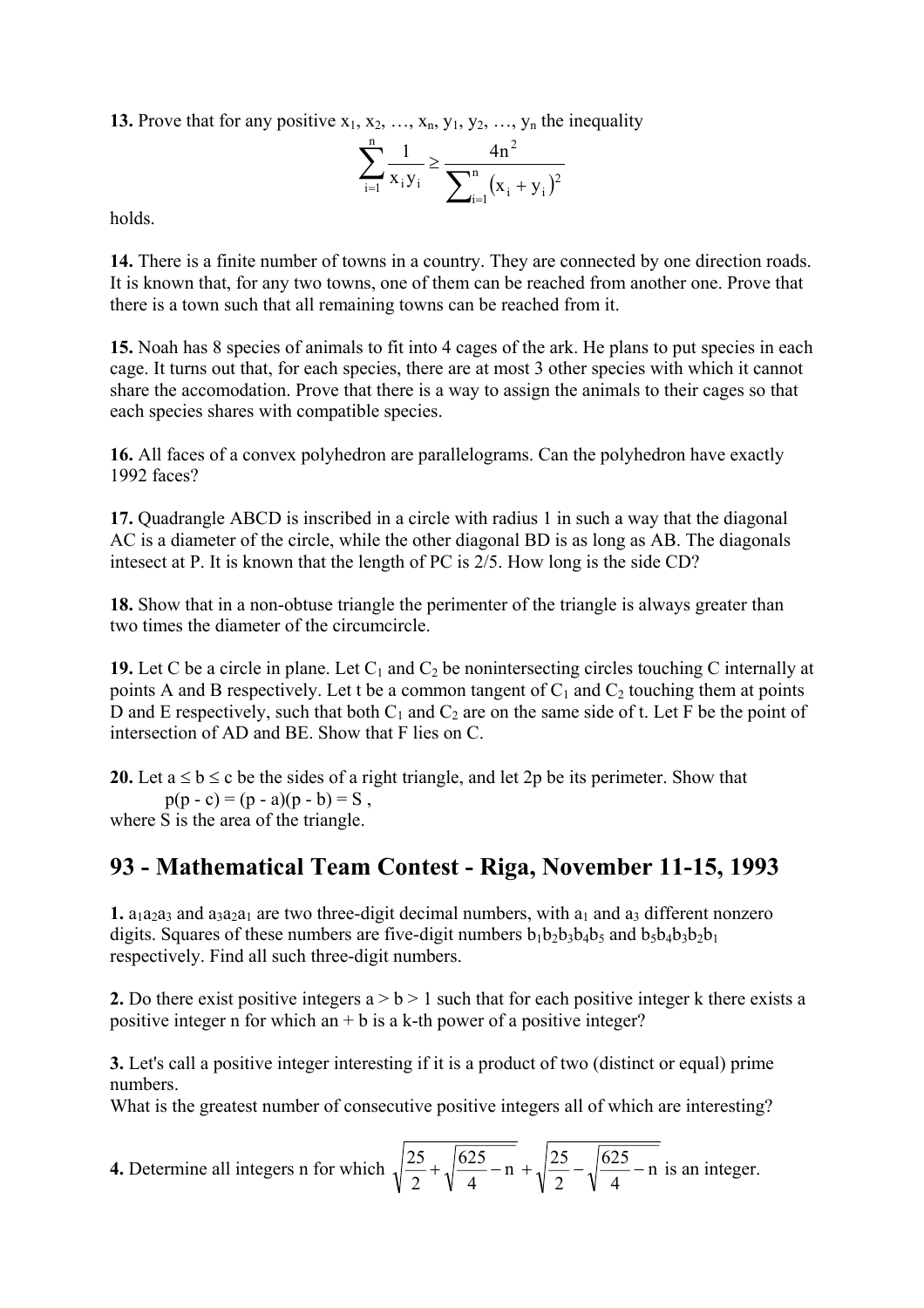**13.** Prove that for any positive $x_1, x_2, \ldots, x_n, y_1, y_2, \ldots, y_n$ the inequality

$$\sum_{i=1}^{n} \frac{1}{x_i y_i} \geq \frac{4n^2}{\sum_{i=1}^{n} (x_i + y_i)^2}$$

holds.

**14.** There is a finite number of towns in a country. They are connected by one direction roads. It is known that, for any two towns, one of them can be reached from another one. Prove that there is a town such that all remaining towns can be reached from it.

**15.** Noah has 8 species of animals to fit into 4 cages of the ark. He plans to put species in each cage. It turns out that, for each species, there are at most 3 other species with which it cannot share the accomodation. Prove that there is a way to assign the animals to their cages so that each species shares with compatible species.

**16.** All faces of a convex polyhedron are parallelograms. Can the polyhedron have exactly 1992 faces?

**17.** Quadrangle ABCD is inscribed in a circle with radius 1 in such a way that the diagonal AC is a diameter of the circle, while the other diagonal BD is as long as AB. The diagonals intesect at P. It is known that the length of PC is 2/5. How long is the side CD?

**18.** Show that in a non-obtuse triangle the perimenter of the triangle is always greater than two times the diameter of the circumcircle.

**19.** Let C be a circle in plane. Let $C_1$ and $C_2$ be nonintersecting circles touching C internally at points A and B respectively. Let t be a common tangent of $C_1$ and $C_2$ touching them at points D and E respectively, such that both $C_1$ and $C_2$ are on the same side of t. Let F be the point of intersection of AD and BE. Show that F lies on C.

**20.** Let $a \leq b \leq c$ be the sides of a right triangle, and let $2p$ be its perimeter. Show that

$p(p - c) = (p - a)(p - b) = S$ ,

where S is the area of the triangle.

## 93 - Mathematical Team Contest - Riga, November 11-15, 1993

**1.** $a_1a_2a_3$ and $a_3a_2a_1$ are two three-digit decimal numbers, with $a_1$ and $a_3$ different nonzero digits. Squares of these numbers are five-digit numbers $b_1b_2b_3b_4b_5$ and $b_5b_4b_3b_2b_1$ respectively. Find all such three-digit numbers.

**2.** Do there exist positive integers $a > b > 1$ such that for each positive integer k there exists a positive integer n for which $an + b$ is a k-th power of a positive integer?

**3.** Let's call a positive integer interesting if it is a product of two (distinct or equal) prime numbers.
What is the greatest number of consecutive positive integers all of which are interesting?

**4.** Determine all integers n for which $\sqrt{\frac{25}{2}+\sqrt{\frac{625}{4}-n}}+\sqrt{\frac{25}{2}-\sqrt{\frac{625}{4}-n}}$ is an integer.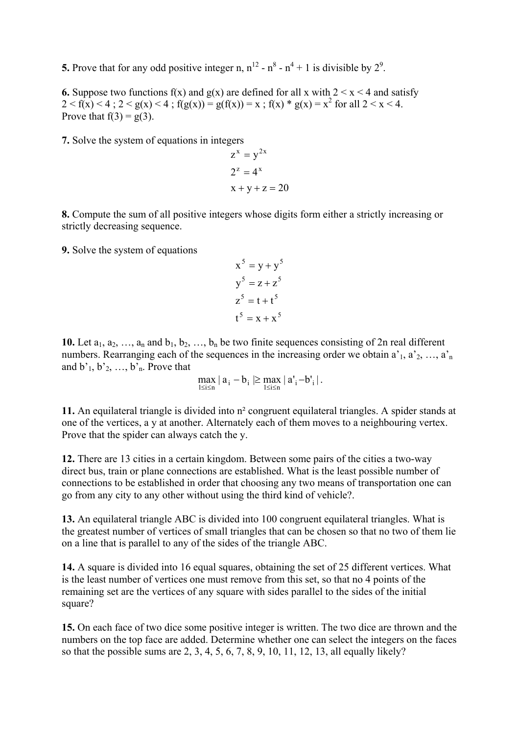**5.** Prove that for any odd positive integer n, $n^{12} - n^8 - n^4 + 1$ is divisible by $2^9$.

**6.** Suppose two functions f(x) and g(x) are defined for all x with 2 < x < 4 and satisfy
2 < f(x) < 4 ; 2 < g(x) < 4 ; f(g(x)) = g(f(x)) = x ; f(x) * g(x) = $x^2$ for all 2 < x < 4.
Prove that f(3) = g(3).

**7.** Solve the system of equations in integers

$$z^x = y^{2x}$$
$$2^z = 4^x$$
$$x + y + z = 20$$

**8.** Compute the sum of all positive integers whose digits form either a strictly increasing or strictly decreasing sequence.

**9.** Solve the system of equations

$$x^5 = y + y^5$$
$$y^5 = z + z^5$$
$$z^5 = t + t^5$$
$$t^5 = x + x^5$$

**10.** Let $a_1, a_2, \ldots, a_n$ and $b_1, b_2, \ldots, b_n$ be two finite sequences consisting of 2n real different numbers. Rearranging each of the sequences in the increasing order we obtain $a'_1, a'_2, \ldots, a'_n$ and $b'_1, b'_2, \ldots, b'_n$. Prove that

$$\max_{1 \le i \le n} |a_i - b_i| \ge \max_{1 \le i \le n} |a'_i - b'_i|.$$

**11.** An equilateral triangle is divided into n² congruent equilateral triangles. A spider stands at one of the vertices, a y at another. Alternately each of them moves to a neighbouring vertex. Prove that the spider can always catch the y.

**12.** There are 13 cities in a certain kingdom. Between some pairs of the cities a two-way direct bus, train or plane connections are established. What is the least possible number of connections to be established in order that choosing any two means of transportation one can go from any city to any other without using the third kind of vehicle?.

**13.** An equilateral triangle ABC is divided into 100 congruent equilateral triangles. What is the greatest number of vertices of small triangles that can be chosen so that no two of them lie on a line that is parallel to any of the sides of the triangle ABC.

**14.** A square is divided into 16 equal squares, obtaining the set of 25 different vertices. What is the least number of vertices one must remove from this set, so that no 4 points of the remaining set are the vertices of any square with sides parallel to the sides of the initial square?

**15.** On each face of two dice some positive integer is written. The two dice are thrown and the numbers on the top face are added. Determine whether one can select the integers on the faces so that the possible sums are 2, 3, 4, 5, 6, 7, 8, 9, 10, 11, 12, 13, all equally likely?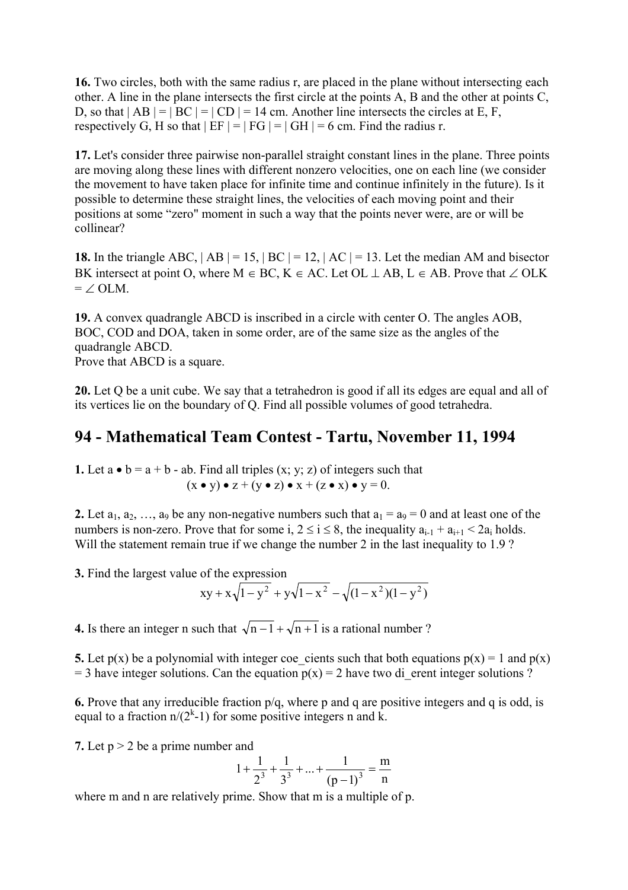**16.** Two circles, both with the same radius r, are placed in the plane without intersecting each other. A line in the plane intersects the first circle at the points A, B and the other at points C, D, so that | AB | = | BC | = | CD | = 14 cm. Another line intersects the circles at E, F, respectively G, H so that | EF | = | FG | = | GH | = 6 cm. Find the radius r.

**17.** Let's consider three pairwise non-parallel straight constant lines in the plane. Three points are moving along these lines with different nonzero velocities, one on each line (we consider the movement to have taken place for infinite time and continue infinitely in the future). Is it possible to determine these straight lines, the velocities of each moving point and their positions at some "zero" moment in such a way that the points never were, are or will be collinear?

**18.** In the triangle ABC, | AB | = 15, | BC | = 12, | AC | = 13. Let the median AM and bisector BK intersect at point O, where $M \in BC$, $K \in AC$. Let $OL \perp AB$, $L \in AB$. Prove that $\angle OLK = \angle OLM$.

**19.** A convex quadrangle ABCD is inscribed in a circle with center O. The angles AOB, BOC, COD and DOA, taken in some order, are of the same size as the angles of the quadrangle ABCD.
Prove that ABCD is a square.

**20.** Let Q be a unit cube. We say that a tetrahedron is good if all its edges are equal and all of its vertices lie on the boundary of Q. Find all possible volumes of good tetrahedra.

## 94 - Mathematical Team Contest - Tartu, November 11, 1994

**1.** Let $a \bullet b = a + b - ab$. Find all triples (x; y; z) of integers such that

$$(x \bullet y) \bullet z + (y \bullet z) \bullet x + (z \bullet x) \bullet y = 0.$$

**2.** Let $a_1, a_2, \ldots, a_9$ be any non-negative numbers such that $a_1 = a_9 = 0$ and at least one of the numbers is non-zero. Prove that for some i, $2 \le i \le 8$, the inequality $a_{i-1} + a_{i+1} < 2a_i$ holds. Will the statement remain true if we change the number 2 in the last inequality to 1.9 ?

**3.** Find the largest value of the expression

$$xy + x\sqrt{1-y^2} + y\sqrt{1-x^2} - \sqrt{(1-x^2)(1-y^2)}$$

**4.** Is there an integer n such that $\sqrt{n-1} + \sqrt{n+1}$ is a rational number ?

**5.** Let p(x) be a polynomial with integer coe_cients such that both equations p(x) = 1 and p(x) = 3 have integer solutions. Can the equation p(x) = 2 have two di_erent integer solutions ?

**6.** Prove that any irreducible fraction p/q, where p and q are positive integers and q is odd, is equal to a fraction $n/(2^k-1)$ for some positive integers n and k.

**7.** Let p > 2 be a prime number and

$$1 + \frac{1}{2^3} + \frac{1}{3^3} + \ldots + \frac{1}{(p-1)^3} = \frac{m}{n}$$

where m and n are relatively prime. Show that m is a multiple of p.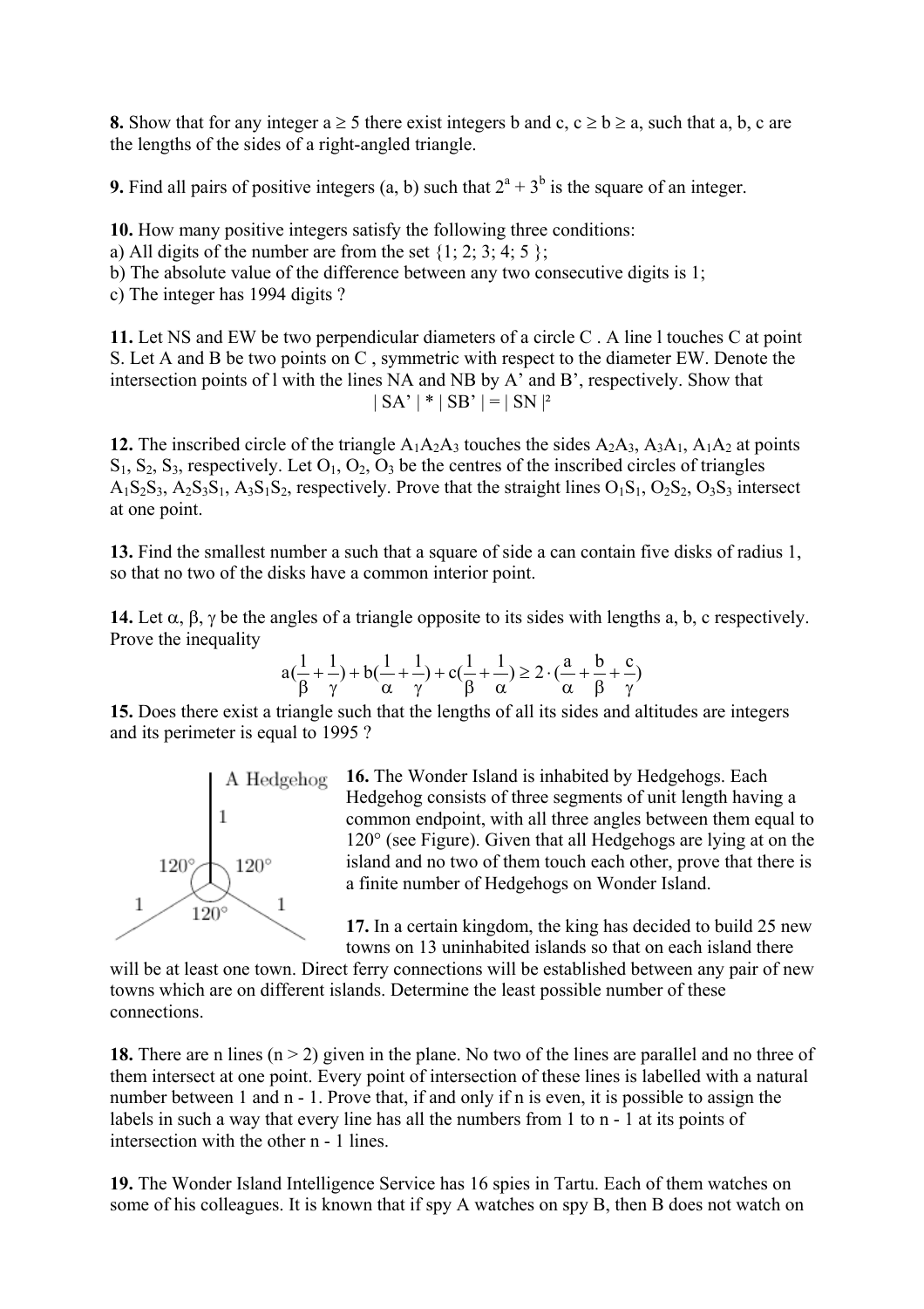**8.** Show that for any integer $a \geq 5$ there exist integers b and c, $c \geq b \geq a$, such that a, b, c are the lengths of the sides of a right-angled triangle.

**9.** Find all pairs of positive integers (a, b) such that $2^a + 3^b$ is the square of an integer.

**10.** How many positive integers satisfy the following three conditions:
a) All digits of the number are from the set {1; 2; 3; 4; 5 };
b) The absolute value of the difference between any two consecutive digits is 1;
c) The integer has 1994 digits ?

**11.** Let NS and EW be two perpendicular diameters of a circle C . A line l touches C at point S. Let A and B be two points on C , symmetric with respect to the diameter EW. Denote the intersection points of l with the lines NA and NB by A' and B', respectively. Show that

$$|SA'| * |SB'| = |SN|^2$$

**12.** The inscribed circle of the triangle $A_1A_2A_3$ touches the sides $A_2A_3$, $A_3A_1$, $A_1A_2$ at points $S_1$, $S_2$, $S_3$, respectively. Let $O_1$, $O_2$, $O_3$ be the centres of the inscribed circles of triangles $A_1S_2S_3$, $A_2S_3S_1$, $A_3S_1S_2$, respectively. Prove that the straight lines $O_1S_1$, $O_2S_2$, $O_3S_3$ intersect at one point.

**13.** Find the smallest number a such that a square of side a can contain five disks of radius 1, so that no two of the disks have a common interior point.

**14.** Let α, β, γ be the angles of a triangle opposite to its sides with lengths a, b, c respectively. Prove the inequality

$$a\left(\frac{1}{\beta}+\frac{1}{\gamma}\right)+b\left(\frac{1}{\alpha}+\frac{1}{\gamma}\right)+c\left(\frac{1}{\beta}+\frac{1}{\alpha}\right) \geq 2\cdot\left(\frac{a}{\alpha}+\frac{b}{\beta}+\frac{c}{\gamma}\right)$$

**15.** Does there exist a triangle such that the lengths of all its sides and altitudes are integers and its perimeter is equal to 1995 ?

**16.** The Wonder Island is inhabited by Hedgehogs. Each Hedgehog consists of three segments of unit length having a common endpoint, with all three angles between them equal to 120° (see Figure). Given that all Hedgehogs are lying at on the island and no two of them touch each other, prove that there is a finite number of Hedgehogs on Wonder Island.

**17.** In a certain kingdom, the king has decided to build 25 new towns on 13 uninhabited islands so that on each island there will be at least one town. Direct ferry connections will be established between any pair of new towns which are on different islands. Determine the least possible number of these connections.

**18.** There are n lines (n > 2) given in the plane. No two of the lines are parallel and no three of them intersect at one point. Every point of intersection of these lines is labelled with a natural number between 1 and n - 1. Prove that, if and only if n is even, it is possible to assign the labels in such a way that every line has all the numbers from 1 to n - 1 at its points of intersection with the other n - 1 lines.

**19.** The Wonder Island Intelligence Service has 16 spies in Tartu. Each of them watches on some of his colleagues. It is known that if spy A watches on spy B, then B does not watch on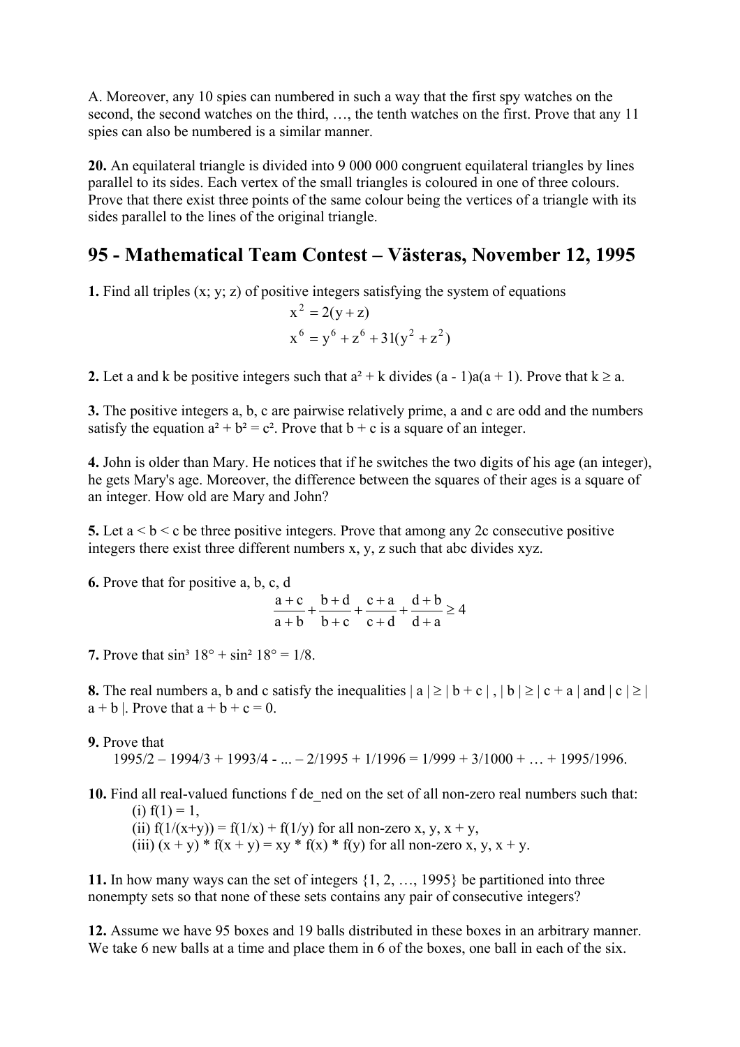A. Moreover, any 10 spies can numbered in such a way that the first spy watches on the second, the second watches on the third, …, the tenth watches on the first. Prove that any 11 spies can also be numbered is a similar manner.

**20.** An equilateral triangle is divided into 9 000 000 congruent equilateral triangles by lines parallel to its sides. Each vertex of the small triangles is coloured in one of three colours. Prove that there exist three points of the same colour being the vertices of a triangle with its sides parallel to the lines of the original triangle.

## 95 - Mathematical Team Contest – Västeras, November 12, 1995

**1.** Find all triples (x; y; z) of positive integers satisfying the system of equations

$$x^2 = 2(y + z)$$

$$x^6 = y^6 + z^6 + 31(y^2 + z^2)$$

**2.** Let a and k be positive integers such that $a^2 + k$ divides $(a - 1)a(a + 1)$. Prove that $k \geq a$.

**3.** The positive integers a, b, c are pairwise relatively prime, a and c are odd and the numbers satisfy the equation $a^2 + b^2 = c^2$. Prove that b + c is a square of an integer.

**4.** John is older than Mary. He notices that if he switches the two digits of his age (an integer), he gets Mary's age. Moreover, the difference between the squares of their ages is a square of an integer. How old are Mary and John?

**5.** Let a < b < c be three positive integers. Prove that among any 2c consecutive positive integers there exist three different numbers x, y, z such that abc divides xyz.

**6.** Prove that for positive a, b, c, d

$$\frac{a+c}{a+b} + \frac{b+d}{b+c} + \frac{c+a}{c+d} + \frac{d+b}{d+a} \geq 4$$

**7.** Prove that $\sin^3 18° + \sin^2 18° = 1/8$.

**8.** The real numbers a, b and c satisfy the inequalities $|a| \geq |b + c|$, $|b| \geq |c + a|$ and $|c| \geq |a + b|$. Prove that a + b + c = 0.

**9.** Prove that

1995/2 – 1994/3 + 1993/4 - ... – 2/1995 + 1/1996 = 1/999 + 3/1000 + … + 1995/1996.

**10.** Find all real-valued functions f de_ned on the set of all non-zero real numbers such that:

(i) f(1) = 1,

(ii) f(1/(x+y)) = f(1/x) + f(1/y) for all non-zero x, y, x + y,

(iii) (x + y) * f(x + y) = xy * f(x) * f(y) for all non-zero x, y, x + y.

**11.** In how many ways can the set of integers {1, 2, …, 1995} be partitioned into three nonempty sets so that none of these sets contains any pair of consecutive integers?

**12.** Assume we have 95 boxes and 19 balls distributed in these boxes in an arbitrary manner. We take 6 new balls at a time and place them in 6 of the boxes, one ball in each of the six.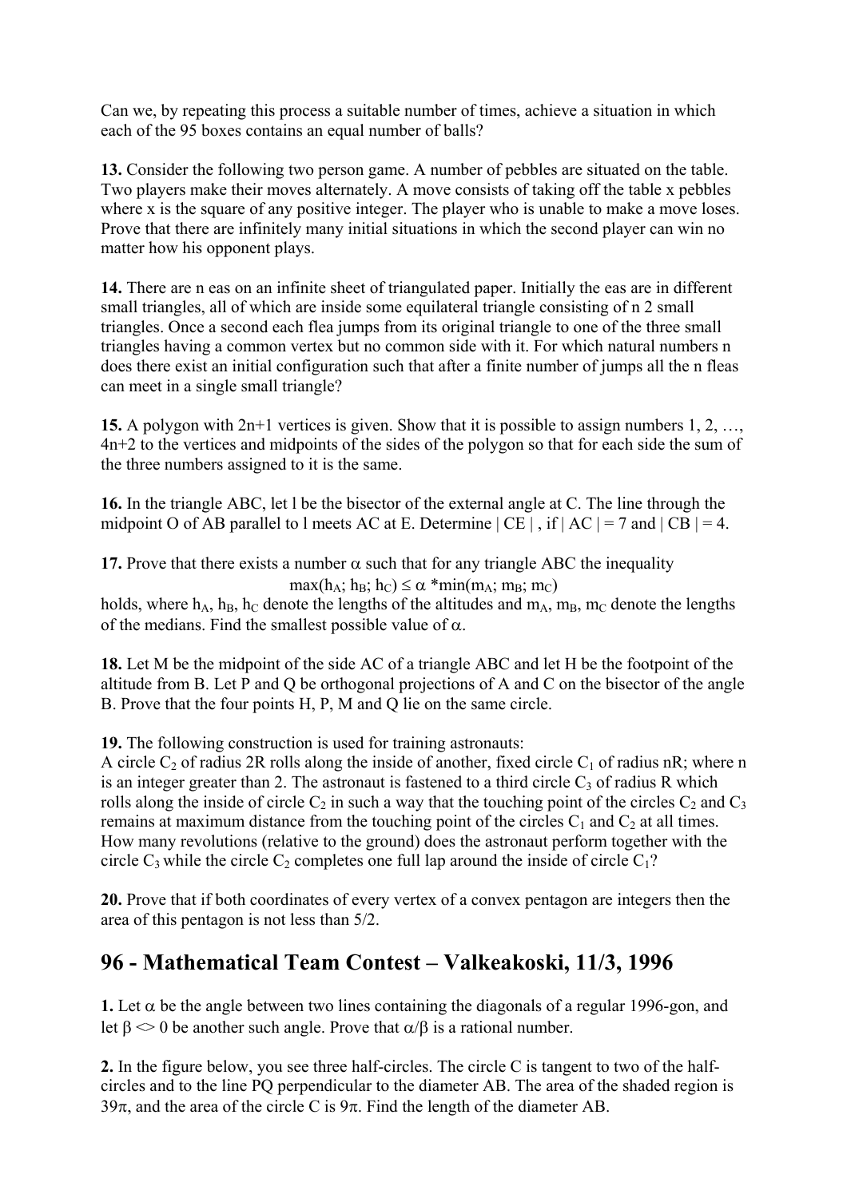Can we, by repeating this process a suitable number of times, achieve a situation in which each of the 95 boxes contains an equal number of balls?

**13.** Consider the following two person game. A number of pebbles are situated on the table. Two players make their moves alternately. A move consists of taking off the table x pebbles where x is the square of any positive integer. The player who is unable to make a move loses. Prove that there are infinitely many initial situations in which the second player can win no matter how his opponent plays.

**14.** There are n eas on an infinite sheet of triangulated paper. Initially the eas are in different small triangles, all of which are inside some equilateral triangle consisting of n 2 small triangles. Once a second each flea jumps from its original triangle to one of the three small triangles having a common vertex but no common side with it. For which natural numbers n does there exist an initial configuration such that after a finite number of jumps all the n fleas can meet in a single small triangle?

**15.** A polygon with 2n+1 vertices is given. Show that it is possible to assign numbers 1, 2, …, 4n+2 to the vertices and midpoints of the sides of the polygon so that for each side the sum of the three numbers assigned to it is the same.

**16.** In the triangle ABC, let l be the bisector of the external angle at C. The line through the midpoint O of AB parallel to l meets AC at E. Determine | CE | , if | AC | = 7 and | CB | = 4.

**17.** Prove that there exists a number $\alpha$ such that for any triangle ABC the inequality

$$\max(h_A; h_B; h_C) \leq \alpha * \min(m_A; m_B; m_C)$$

holds, where $h_A$, $h_B$, $h_C$ denote the lengths of the altitudes and $m_A$, $m_B$, $m_C$ denote the lengths of the medians. Find the smallest possible value of $\alpha$.

**18.** Let M be the midpoint of the side AC of a triangle ABC and let H be the footpoint of the altitude from B. Let P and Q be orthogonal projections of A and C on the bisector of the angle B. Prove that the four points H, P, M and Q lie on the same circle.

**19.** The following construction is used for training astronauts:
A circle $C_2$ of radius 2R rolls along the inside of another, fixed circle $C_1$ of radius nR; where n is an integer greater than 2. The astronaut is fastened to a third circle $C_3$ of radius R which rolls along the inside of circle $C_2$ in such a way that the touching point of the circles $C_2$ and $C_3$ remains at maximum distance from the touching point of the circles $C_1$ and $C_2$ at all times. How many revolutions (relative to the ground) does the astronaut perform together with the circle $C_3$ while the circle $C_2$ completes one full lap around the inside of circle $C_1$?

**20.** Prove that if both coordinates of every vertex of a convex pentagon are integers then the area of this pentagon is not less than 5/2.

## 96 - Mathematical Team Contest – Valkeakoski, 11/3, 1996

**1.** Let $\alpha$ be the angle between two lines containing the diagonals of a regular 1996-gon, and let $\beta <> 0$ be another such angle. Prove that $\alpha/\beta$ is a rational number.

**2.** In the figure below, you see three half-circles. The circle C is tangent to two of the half-circles and to the line PQ perpendicular to the diameter AB. The area of the shaded region is $39\pi$, and the area of the circle C is $9\pi$. Find the length of the diameter AB.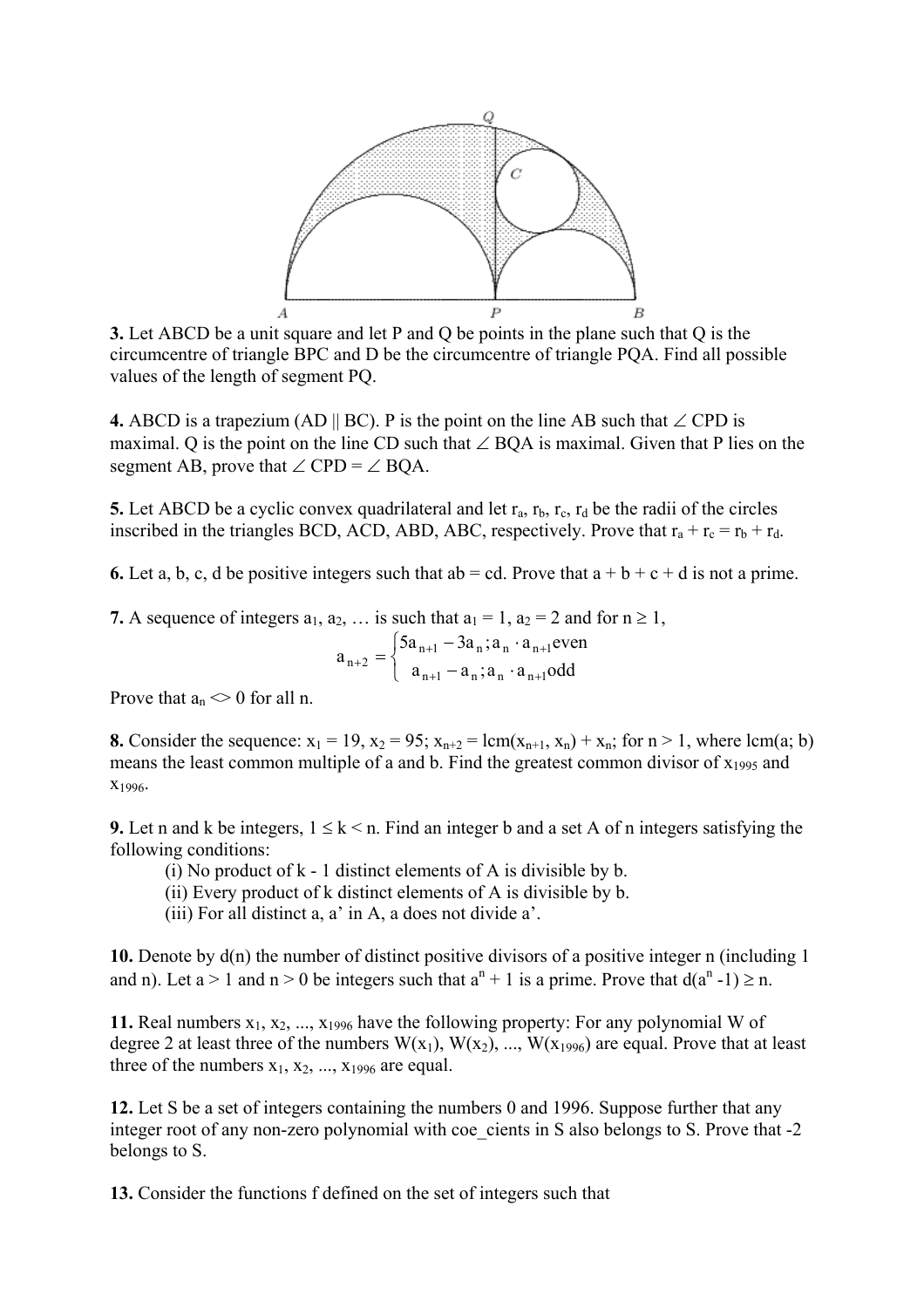**3.** Let ABCD be a unit square and let P and Q be points in the plane such that Q is the circumcentre of triangle BPC and D be the circumcentre of triangle PQA. Find all possible values of the length of segment PQ.

**4.** ABCD is a trapezium (AD || BC). P is the point on the line AB such that $\angle$ CPD is maximal. Q is the point on the line CD such that $\angle$ BQA is maximal. Given that P lies on the segment AB, prove that $\angle$ CPD = $\angle$ BQA.

**5.** Let ABCD be a cyclic convex quadrilateral and let $r_a$, $r_b$, $r_c$, $r_d$ be the radii of the circles inscribed in the triangles BCD, ACD, ABD, ABC, respectively. Prove that $r_a + r_c = r_b + r_d$.

**6.** Let a, b, c, d be positive integers such that ab = cd. Prove that a + b + c + d is not a prime.

**7.** A sequence of integers $a_1$, $a_2$, … is such that $a_1 = 1$, $a_2 = 2$ and for $n \geq 1$,

$$a_{n+2} = \begin{cases} 5a_{n+1} - 3a_n ; a_n \cdot a_{n+1} \text{even} \\ a_{n+1} - a_n ; a_n \cdot a_{n+1} \text{odd} \end{cases}$$

Prove that $a_n <> 0$ for all n.

**8.** Consider the sequence: $x_1 = 19$, $x_2 = 95$; $x_{n+2} = \text{lcm}(x_{n+1}, x_n) + x_n$; for $n > 1$, where lcm(a; b) means the least common multiple of a and b. Find the greatest common divisor of $x_{1995}$ and $x_{1996}$.

**9.** Let n and k be integers, $1 \leq k < n$. Find an integer b and a set A of n integers satisfying the following conditions:

(i) No product of k - 1 distinct elements of A is divisible by b.
(ii) Every product of k distinct elements of A is divisible by b.
(iii) For all distinct a, a' in A, a does not divide a'.

**10.** Denote by d(n) the number of distinct positive divisors of a positive integer n (including 1 and n). Let a > 1 and n > 0 be integers such that $a^n + 1$ is a prime. Prove that $d(a^n - 1) \geq n$.

**11.** Real numbers $x_1, x_2, ..., x_{1996}$ have the following property: For any polynomial W of degree 2 at least three of the numbers $W(x_1), W(x_2), ..., W(x_{1996})$ are equal. Prove that at least three of the numbers $x_1, x_2, ..., x_{1996}$ are equal.

**12.** Let S be a set of integers containing the numbers 0 and 1996. Suppose further that any integer root of any non-zero polynomial with coe_cients in S also belongs to S. Prove that -2 belongs to S.

**13.** Consider the functions f defined on the set of integers such that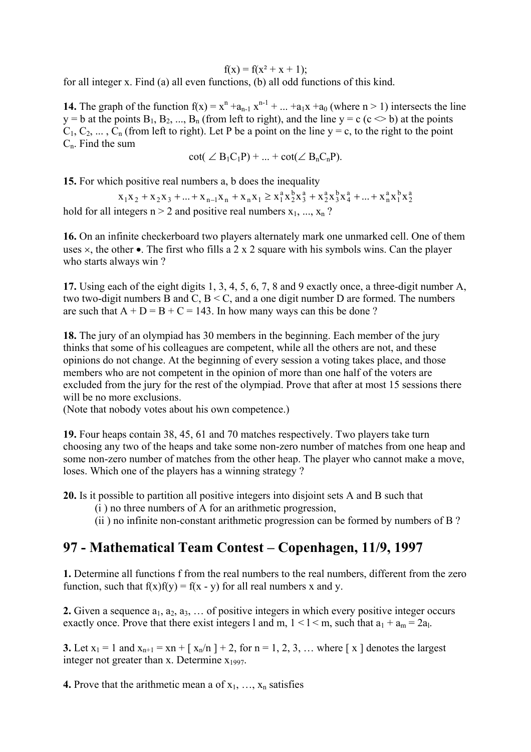$$f(x) = f(x^2 + x + 1);$$

for all integer x. Find (a) all even functions, (b) all odd functions of this kind.

**14.** The graph of the function $f(x) = x^n + a_{n-1} x^{n-1} + ... + a_1 x + a_0$ (where $n > 1$) intersects the line $y = b$ at the points $B_1, B_2, ..., B_n$ (from left to right), and the line $y = c$ ($c <> b$) at the points $C_1, C_2, ..., C_n$ (from left to right). Let P be a point on the line $y = c$, to the right to the point $C_n$. Find the sum

$$\cot(\angle B_1C_1P) + ... + \cot(\angle B_nC_nP).$$

**15.** For which positive real numbers a, b does the inequality

$$x_1x_2 + x_2x_3 + ... + x_{n-1}x_n + x_nx_1 \geq x_1^a x_2^b x_3^a + x_2^a x_3^b x_4^a + ... + x_n^a x_1^b x_2^a$$

hold for all integers $n > 2$ and positive real numbers $x_1, ..., x_n$ ?

**16.** On an infinite checkerboard two players alternately mark one unmarked cell. One of them uses ×, the other •. The first who fills a 2 x 2 square with his symbols wins. Can the player who starts always win ?

**17.** Using each of the eight digits 1, 3, 4, 5, 6, 7, 8 and 9 exactly once, a three-digit number A, two two-digit numbers B and C, B < C, and a one digit number D are formed. The numbers are such that A + D = B + C = 143. In how many ways can this be done ?

**18.** The jury of an olympiad has 30 members in the beginning. Each member of the jury thinks that some of his colleagues are competent, while all the others are not, and these opinions do not change. At the beginning of every session a voting takes place, and those members who are not competent in the opinion of more than one half of the voters are excluded from the jury for the rest of the olympiad. Prove that after at most 15 sessions there will be no more exclusions.
(Note that nobody votes about his own competence.)

**19.** Four heaps contain 38, 45, 61 and 70 matches respectively. Two players take turn choosing any two of the heaps and take some non-zero number of matches from one heap and some non-zero number of matches from the other heap. The player who cannot make a move, loses. Which one of the players has a winning strategy ?

**20.** Is it possible to partition all positive integers into disjoint sets A and B such that
(i ) no three numbers of A for an arithmetic progression,
(ii ) no infinite non-constant arithmetic progression can be formed by numbers of B ?

## 97 - Mathematical Team Contest – Copenhagen, 11/9, 1997

**1.** Determine all functions f from the real numbers to the real numbers, different from the zero function, such that $f(x)f(y) = f(x - y)$ for all real numbers x and y.

**2.** Given a sequence $a_1, a_2, a_3, …$ of positive integers in which every positive integer occurs exactly once. Prove that there exist integers l and m, $1 < l < m$, such that $a_1 + a_m = 2a_l$.

**3.** Let $x_1 = 1$ and $x_{n+1} = xn + [ x_n/n ] + 2$, for n = 1, 2, 3, … where [ x ] denotes the largest integer not greater than x. Determine $x_{1997}$.

**4.** Prove that the arithmetic mean a of $x_1, …, x_n$ satisfies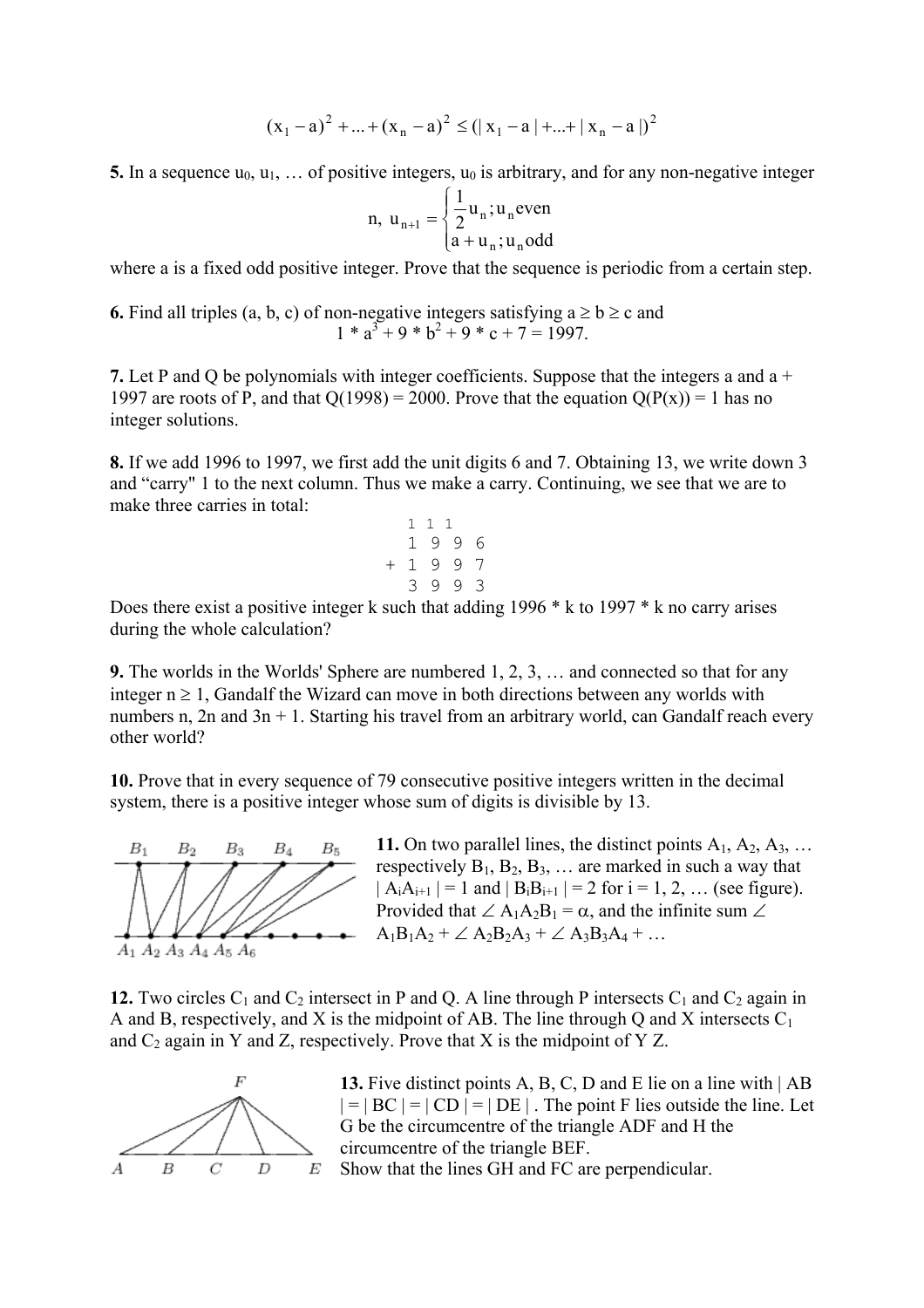$$(x_1 - a)^2 + ... + (x_n - a)^2 \leq (|x_1 - a| + ... + |x_n - a|)^2$$

**5.** In a sequence $u_0$, $u_1$, … of positive integers, $u_0$ is arbitrary, and for any non-negative integer

$$n, \ u_{n+1} = \begin{cases} \frac{1}{2}u_n ; u_n \text{even} \\ a + u_n ; u_n \text{odd} \end{cases}$$

where a is a fixed odd positive integer. Prove that the sequence is periodic from a certain step.

**6.** Find all triples (a, b, c) of non-negative integers satisfying $a \geq b \geq c$ and

$$1 * a^3 + 9 * b^2 + 9 * c + 7 = 1997.$$

**7.** Let P and Q be polynomials with integer coefficients. Suppose that the integers a and a + 1997 are roots of P, and that Q(1998) = 2000. Prove that the equation Q(P(x)) = 1 has no integer solutions.

**8.** If we add 1996 to 1997, we first add the unit digits 6 and 7. Obtaining 13, we write down 3 and "carry" 1 to the next column. Thus we make a carry. Continuing, we see that we are to make three carries in total:

```
   1 1 1
   1 9 9 6
 + 1 9 9 7
   3 9 9 3
```

Does there exist a positive integer k such that adding 1996 * k to 1997 * k no carry arises during the whole calculation?

**9.** The worlds in the Worlds' Sphere are numbered 1, 2, 3, … and connected so that for any integer $n \geq 1$, Gandalf the Wizard can move in both directions between any worlds with numbers n, 2n and 3n + 1. Starting his travel from an arbitrary world, can Gandalf reach every other world?

**10.** Prove that in every sequence of 79 consecutive positive integers written in the decimal system, there is a positive integer whose sum of digits is divisible by 13.

**11.** On two parallel lines, the distinct points $A_1, A_2, A_3, …$ respectively $B_1, B_2, B_3, …$ are marked in such a way that $|A_iA_{i+1}| = 1$ and $|B_iB_{i+1}| = 2$ for i = 1, 2, … (see figure). Provided that $\angle A_1A_2B_1 = \alpha$, and the infinite sum $\angle A_1B_1A_2 + \angle A_2B_2A_3 + \angle A_3B_3A_4 + …$

**12.** Two circles $C_1$ and $C_2$ intersect in P and Q. A line through P intersects $C_1$ and $C_2$ again in A and B, respectively, and X is the midpoint of AB. The line through Q and X intersects $C_1$ and $C_2$ again in Y and Z, respectively. Prove that X is the midpoint of Y Z.

**13.** Five distinct points A, B, C, D and E lie on a line with $|AB| = |BC| = |CD| = |DE|$. The point F lies outside the line. Let G be the circumcentre of the triangle ADF and H the circumcentre of the triangle BEF.

Show that the lines GH and FC are perpendicular.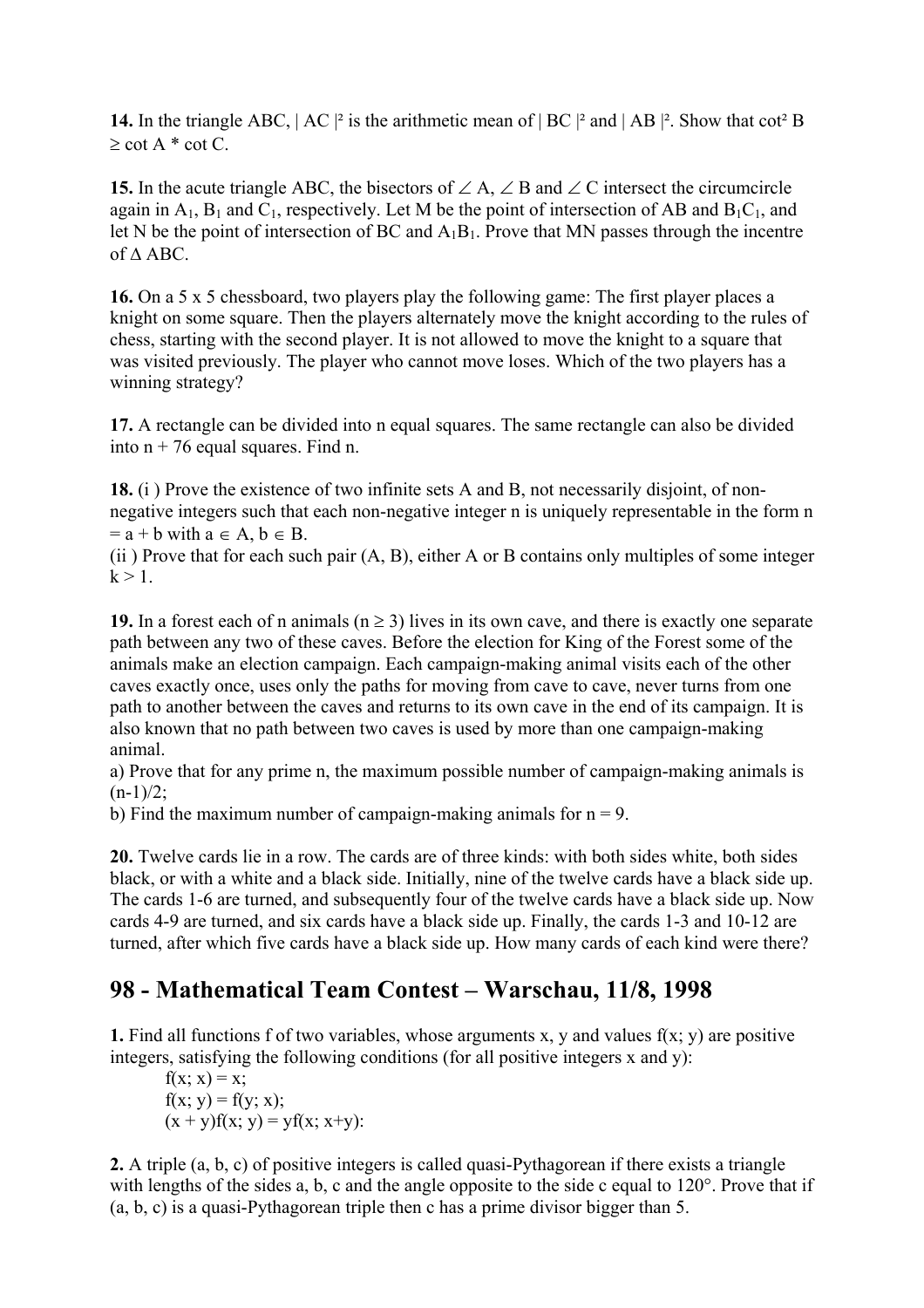**14.** In the triangle ABC, $|AC|^2$ is the arithmetic mean of $|BC|^2$ and $|AB|^2$. Show that $\cot^2 B \geq \cot A * \cot C$.

**15.** In the acute triangle ABC, the bisectors of $\angle A$, $\angle B$ and $\angle C$ intersect the circumcircle again in $A_1$, $B_1$ and $C_1$, respectively. Let M be the point of intersection of AB and $B_1C_1$, and let N be the point of intersection of BC and $A_1B_1$. Prove that MN passes through the incentre of $\Delta$ ABC.

**16.** On a 5 x 5 chessboard, two players play the following game: The first player places a knight on some square. Then the players alternately move the knight according to the rules of chess, starting with the second player. It is not allowed to move the knight to a square that was visited previously. The player who cannot move loses. Which of the two players has a winning strategy?

**17.** A rectangle can be divided into n equal squares. The same rectangle can also be divided into n + 76 equal squares. Find n.

**18.** (i ) Prove the existence of two infinite sets A and B, not necessarily disjoint, of non-negative integers such that each non-negative integer n is uniquely representable in the form $n = a + b$ with $a \in A$, $b \in B$.
(ii ) Prove that for each such pair (A, B), either A or B contains only multiples of some integer $k > 1$.

**19.** In a forest each of n animals ($n \geq 3$) lives in its own cave, and there is exactly one separate path between any two of these caves. Before the election for King of the Forest some of the animals make an election campaign. Each campaign-making animal visits each of the other caves exactly once, uses only the paths for moving from cave to cave, never turns from one path to another between the caves and returns to its own cave in the end of its campaign. It is also known that no path between two caves is used by more than one campaign-making animal.
a) Prove that for any prime n, the maximum possible number of campaign-making animals is $(n-1)/2$;
b) Find the maximum number of campaign-making animals for n = 9.

**20.** Twelve cards lie in a row. The cards are of three kinds: with both sides white, both sides black, or with a white and a black side. Initially, nine of the twelve cards have a black side up. The cards 1-6 are turned, and subsequently four of the twelve cards have a black side up. Now cards 4-9 are turned, and six cards have a black side up. Finally, the cards 1-3 and 10-12 are turned, after which five cards have a black side up. How many cards of each kind were there?

## 98 - Mathematical Team Contest – Warschau, 11/8, 1998

**1.** Find all functions f of two variables, whose arguments x, y and values f(x; y) are positive integers, satisfying the following conditions (for all positive integers x and y):

$f(x; x) = x;$
$f(x; y) = f(y; x);$
$(x + y)f(x; y) = yf(x; x+y):$

**2.** A triple (a, b, c) of positive integers is called quasi-Pythagorean if there exists a triangle with lengths of the sides a, b, c and the angle opposite to the side c equal to 120°. Prove that if (a, b, c) is a quasi-Pythagorean triple then c has a prime divisor bigger than 5.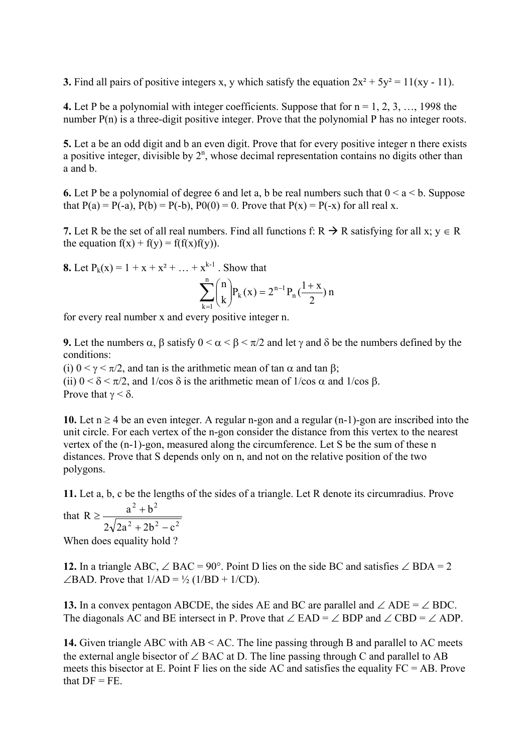**3.** Find all pairs of positive integers x, y which satisfy the equation $2x^2 + 5y^2 = 11(xy - 11)$.

**4.** Let P be a polynomial with integer coefficients. Suppose that for n = 1, 2, 3, …, 1998 the number P(n) is a three-digit positive integer. Prove that the polynomial P has no integer roots.

**5.** Let a be an odd digit and b an even digit. Prove that for every positive integer n there exists a positive integer, divisible by $2^n$, whose decimal representation contains no digits other than a and b.

**6.** Let P be a polynomial of degree 6 and let a, b be real numbers such that 0 < a < b. Suppose that P(a) = P(-a), P(b) = P(-b), P0(0) = 0. Prove that P(x) = P(-x) for all real x.

**7.** Let R be the set of all real numbers. Find all functions f: R → R satisfying for all x; y ∈ R the equation f(x) + f(y) = f(f(x)f(y)).

**8.** Let $P_k(x) = 1 + x + x^2 + \ldots + x^{k-1}$. Show that

$$\sum_{k=1}^{n} \binom{n}{k} P_k(x) = 2^{n-1} P_n\left(\frac{1+x}{2}\right) n$$

for every real number x and every positive integer n.

**9.** Let the numbers α, β satisfy 0 < α < β < π/2 and let γ and δ be the numbers defined by the conditions:
(i) 0 < γ < π/2, and tan is the arithmetic mean of tan α and tan β;
(ii) 0 < δ < π/2, and 1/cos δ is the arithmetic mean of 1/cos α and 1/cos β.
Prove that γ < δ.

**10.** Let n ≥ 4 be an even integer. A regular n-gon and a regular (n-1)-gon are inscribed into the unit circle. For each vertex of the n-gon consider the distance from this vertex to the nearest vertex of the (n-1)-gon, measured along the circumference. Let S be the sum of these n distances. Prove that S depends only on n, and not on the relative position of the two polygons.

**11.** Let a, b, c be the lengths of the sides of a triangle. Let R denote its circumradius. Prove that $R \geq \dfrac{a^2 + b^2}{2\sqrt{2a^2 + 2b^2 - c^2}}$
When does equality hold ?

**12.** In a triangle ABC, ∠ BAC = 90°. Point D lies on the side BC and satisfies ∠ BDA = 2 ∠BAD. Prove that 1/AD = ½ (1/BD + 1/CD).

**13.** In a convex pentagon ABCDE, the sides AE and BC are parallel and ∠ ADE = ∠ BDC. The diagonals AC and BE intersect in P. Prove that ∠ EAD = ∠ BDP and ∠ CBD = ∠ ADP.

**14.** Given triangle ABC with AB < AC. The line passing through B and parallel to AC meets the external angle bisector of ∠ BAC at D. The line passing through C and parallel to AB meets this bisector at E. Point F lies on the side AC and satisfies the equality FC = AB. Prove that DF = FE.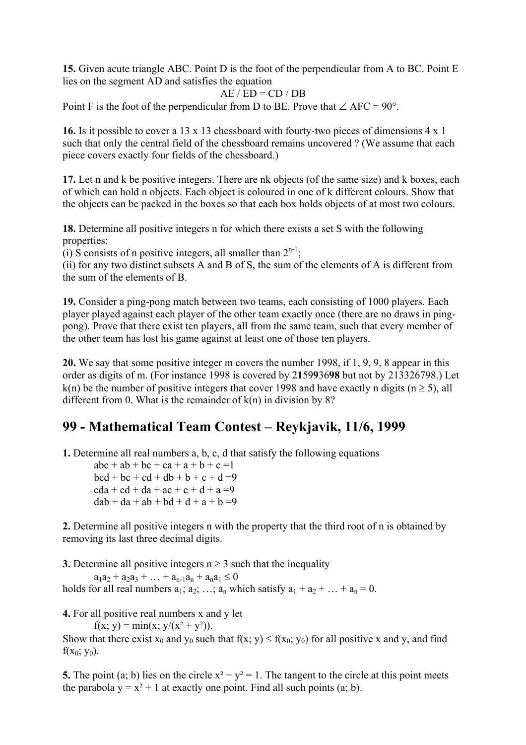**15.** Given acute triangle ABC. Point D is the foot of the perpendicular from A to BC. Point E lies on the segment AD and satisfies the equation

$$AE / ED = CD / DB$$

Point F is the foot of the perpendicular from D to BE. Prove that $\angle AFC = 90°$.

**16.** Is it possible to cover a 13 x 13 chessboard with fourty-two pieces of dimensions 4 x 1 such that only the central field of the chessboard remains uncovered ? (We assume that each piece covers exactly four fields of the chessboard.)

**17.** Let n and k be positive integers. There are nk objects (of the same size) and k boxes, each of which can hold n objects. Each object is coloured in one of k different colours. Show that the objects can be packed in the boxes so that each box holds objects of at most two colours.

**18.** Determine all positive integers n for which there exists a set S with the following properties:
(i) S consists of n positive integers, all smaller than $2^{n-1}$;
(ii) for any two distinct subsets A and B of S, the sum of the elements of A is different from the sum of the elements of B.

**19.** Consider a ping-pong match between two teams, each consisting of 1000 players. Each player played against each player of the other team exactly once (there are no draws in ping-pong). Prove that there exist ten players, all from the same team, such that every member of the other team has lost his game against at least one of those ten players.

**20.** We say that some positive integer m covers the number 1998, if 1, 9, 9, 8 appear in this order as digits of m. (For instance 1998 is covered by 2**1**59**9**36**98** but not by 213326798.) Let k(n) be the number of positive integers that cover 1998 and have exactly n digits ($n \geq 5$), all different from 0. What is the remainder of k(n) in division by 8?

# 99 - Mathematical Team Contest – Reykjavik, 11/6, 1999

**1.** Determine all real numbers a, b, c, d that satisfy the following equations

$$abc + ab + bc + ca + a + b + c = 1$$
$$bcd + bc + cd + db + b + c + d = 9$$
$$cda + cd + da + ac + c + d + a = 9$$
$$dab + da + ab + bd + d + a + b = 9$$

**2.** Determine all positive integers n with the property that the third root of n is obtained by removing its last three decimal digits.

**3.** Determine all positive integers $n \geq 3$ such that the inequality

$$a_1a_2 + a_2a_3 + \ldots + a_{n-1}a_n + a_na_1 \leq 0$$

holds for all real numbers $a_1; a_2; \ldots; a_n$ which satisfy $a_1 + a_2 + \ldots + a_n = 0$.

**4.** For all positive real numbers x and y let

$$f(x; y) = \min(x; y/(x^2 + y^2)).$$

Show that there exist $x_0$ and $y_0$ such that $f(x; y) \leq f(x_0; y_0)$ for all positive x and y, and find $f(x_0; y_0)$.

**5.** The point (a; b) lies on the circle $x^2 + y^2 = 1$. The tangent to the circle at this point meets the parabola $y = x^2 + 1$ at exactly one point. Find all such points (a; b).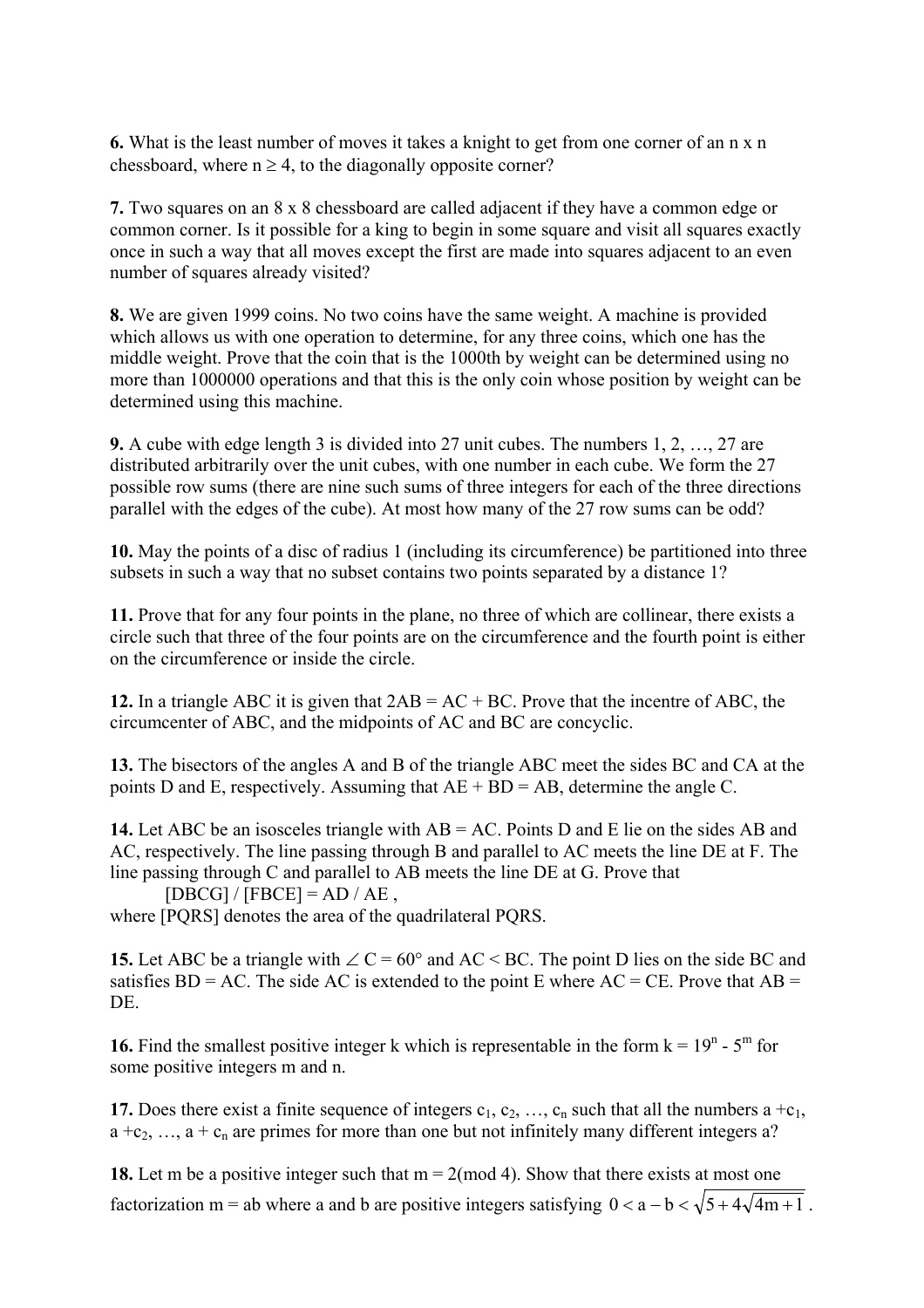**6.** What is the least number of moves it takes a knight to get from one corner of an n x n chessboard, where $n \geq 4$, to the diagonally opposite corner?

**7.** Two squares on an 8 x 8 chessboard are called adjacent if they have a common edge or common corner. Is it possible for a king to begin in some square and visit all squares exactly once in such a way that all moves except the first are made into squares adjacent to an even number of squares already visited?

**8.** We are given 1999 coins. No two coins have the same weight. A machine is provided which allows us with one operation to determine, for any three coins, which one has the middle weight. Prove that the coin that is the 1000th by weight can be determined using no more than 1000000 operations and that this is the only coin whose position by weight can be determined using this machine.

**9.** A cube with edge length 3 is divided into 27 unit cubes. The numbers 1, 2, …, 27 are distributed arbitrarily over the unit cubes, with one number in each cube. We form the 27 possible row sums (there are nine such sums of three integers for each of the three directions parallel with the edges of the cube). At most how many of the 27 row sums can be odd?

**10.** May the points of a disc of radius 1 (including its circumference) be partitioned into three subsets in such a way that no subset contains two points separated by a distance 1?

**11.** Prove that for any four points in the plane, no three of which are collinear, there exists a circle such that three of the four points are on the circumference and the fourth point is either on the circumference or inside the circle.

**12.** In a triangle ABC it is given that 2AB = AC + BC. Prove that the incentre of ABC, the circumcenter of ABC, and the midpoints of AC and BC are concyclic.

**13.** The bisectors of the angles A and B of the triangle ABC meet the sides BC and CA at the points D and E, respectively. Assuming that AE + BD = AB, determine the angle C.

**14.** Let ABC be an isosceles triangle with AB = AC. Points D and E lie on the sides AB and AC, respectively. The line passing through B and parallel to AC meets the line DE at F. The line passing through C and parallel to AB meets the line DE at G. Prove that

$$[DBCG] / [FBCE] = AD / AE ,$$

where [PQRS] denotes the area of the quadrilateral PQRS.

**15.** Let ABC be a triangle with $\angle C = 60°$ and AC < BC. The point D lies on the side BC and satisfies BD = AC. The side AC is extended to the point E where AC = CE. Prove that AB = DE.

**16.** Find the smallest positive integer k which is representable in the form $k = 19^n - 5^m$ for some positive integers m and n.

**17.** Does there exist a finite sequence of integers $c_1, c_2, \ldots, c_n$ such that all the numbers $a + c_1, a + c_2, \ldots, a + c_n$ are primes for more than one but not infinitely many different integers a?

**18.** Let m be a positive integer such that $m = 2 \pmod 4$. Show that there exists at most one factorization m = ab where a and b are positive integers satisfying $0 < a - b < \sqrt{5 + 4\sqrt{4m+1}}$.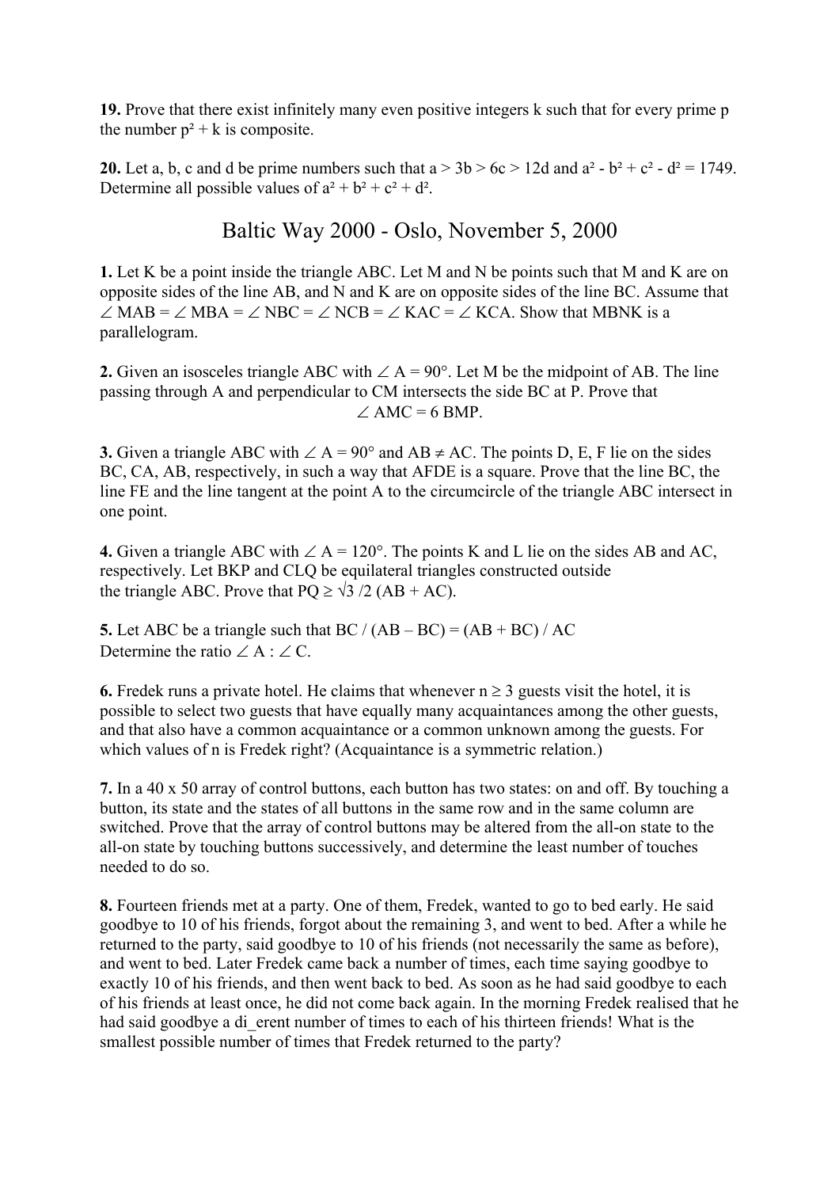**19.** Prove that there exist infinitely many even positive integers k such that for every prime p the number $p^2 + k$ is composite.

**20.** Let a, b, c and d be prime numbers such that $a > 3b > 6c > 12d$ and $a^2 - b^2 + c^2 - d^2 = 1749$. Determine all possible values of $a^2 + b^2 + c^2 + d^2$.

## Baltic Way 2000 - Oslo, November 5, 2000

**1.** Let K be a point inside the triangle ABC. Let M and N be points such that M and K are on opposite sides of the line AB, and N and K are on opposite sides of the line BC. Assume that $\angle MAB = \angle MBA = \angle NBC = \angle NCB = \angle KAC = \angle KCA$. Show that MBNK is a parallelogram.

**2.** Given an isosceles triangle ABC with $\angle A = 90°$. Let M be the midpoint of AB. The line passing through A and perpendicular to CM intersects the side BC at P. Prove that

$$\angle AMC = 6\ BMP.$$

**3.** Given a triangle ABC with $\angle A = 90°$ and $AB \neq AC$. The points D, E, F lie on the sides BC, CA, AB, respectively, in such a way that AFDE is a square. Prove that the line BC, the line FE and the line tangent at the point A to the circumcircle of the triangle ABC intersect in one point.

**4.** Given a triangle ABC with $\angle A = 120°$. The points K and L lie on the sides AB and AC, respectively. Let BKP and CLQ be equilateral triangles constructed outside the triangle ABC. Prove that $PQ \geq \sqrt{3}/2\,(AB + AC)$.

**5.** Let ABC be a triangle such that $BC / (AB - BC) = (AB + BC) / AC$
Determine the ratio $\angle A : \angle C$.

**6.** Fredek runs a private hotel. He claims that whenever $n \geq 3$ guests visit the hotel, it is possible to select two guests that have equally many acquaintances among the other guests, and that also have a common acquaintance or a common unknown among the guests. For which values of n is Fredek right? (Acquaintance is a symmetric relation.)

**7.** In a 40 x 50 array of control buttons, each button has two states: on and off. By touching a button, its state and the states of all buttons in the same row and in the same column are switched. Prove that the array of control buttons may be altered from the all-on state to the all-on state by touching buttons successively, and determine the least number of touches needed to do so.

**8.** Fourteen friends met at a party. One of them, Fredek, wanted to go to bed early. He said goodbye to 10 of his friends, forgot about the remaining 3, and went to bed. After a while he returned to the party, said goodbye to 10 of his friends (not necessarily the same as before), and went to bed. Later Fredek came back a number of times, each time saying goodbye to exactly 10 of his friends, and then went back to bed. As soon as he had said goodbye to each of his friends at least once, he did not come back again. In the morning Fredek realised that he had said goodbye a di_erent number of times to each of his thirteen friends! What is the smallest possible number of times that Fredek returned to the party?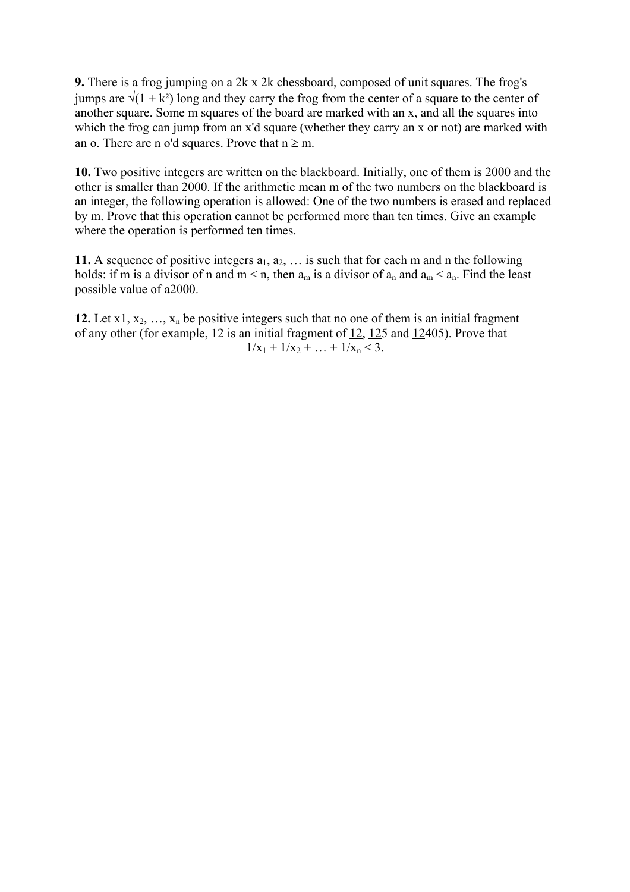**9.** There is a frog jumping on a 2k x 2k chessboard, composed of unit squares. The frog's jumps are $\sqrt{(1 + k^2)}$ long and they carry the frog from the center of a square to the center of another square. Some m squares of the board are marked with an x, and all the squares into which the frog can jump from an x'd square (whether they carry an x or not) are marked with an o. There are n o'd squares. Prove that $n \geq m$.

**10.** Two positive integers are written on the blackboard. Initially, one of them is 2000 and the other is smaller than 2000. If the arithmetic mean m of the two numbers on the blackboard is an integer, the following operation is allowed: One of the two numbers is erased and replaced by m. Prove that this operation cannot be performed more than ten times. Give an example where the operation is performed ten times.

**11.** A sequence of positive integers $a_1, a_2, \ldots$ is such that for each m and n the following holds: if m is a divisor of n and $m < n$, then $a_m$ is a divisor of $a_n$ and $a_m < a_n$. Find the least possible value of a2000.

**12.** Let x1, $x_2, \ldots, x_n$ be positive integers such that no one of them is an initial fragment of any other (for example, 12 is an initial fragment of <u>12</u>, <u>12</u>5 and <u>12</u>405). Prove that

$$1/x_1 + 1/x_2 + \ldots + 1/x_n < 3.$$